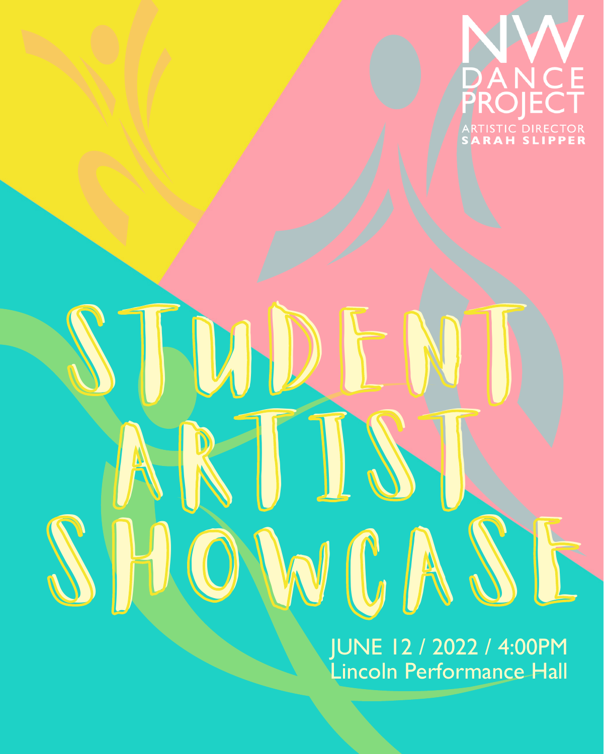NW DANCE PROJECT

ARTISTIC DIRECTOR
**SARAH SLIPPER**

# STUDENT ARTIST SHOWCASE

JUNE 12 / 2022 / 4:00PM
Lincoln Performance Hall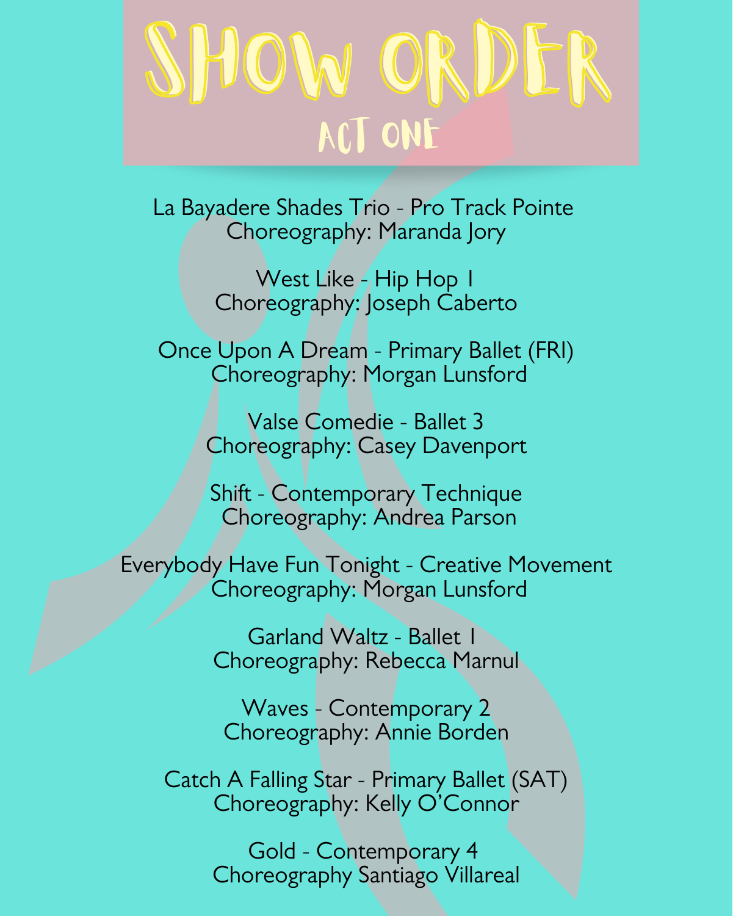# SHOW ORDER

## ACT ONE

La Bayadere Shades Trio - Pro Track Pointe
Choreography: Maranda Jory

West Like - Hip Hop 1
Choreography: Joseph Caberto

Once Upon A Dream - Primary Ballet (FRI)
Choreography: Morgan Lunsford

Valse Comedie - Ballet 3
Choreography: Casey Davenport

Shift - Contemporary Technique
Choreography: Andrea Parson

Everybody Have Fun Tonight - Creative Movement
Choreography: Morgan Lunsford

Garland Waltz - Ballet 1
Choreography: Rebecca Marnul

Waves - Contemporary 2
Choreography: Annie Borden

Catch A Falling Star - Primary Ballet (SAT)
Choreography: Kelly O'Connor

Gold - Contemporary 4
Choreography Santiago Villareal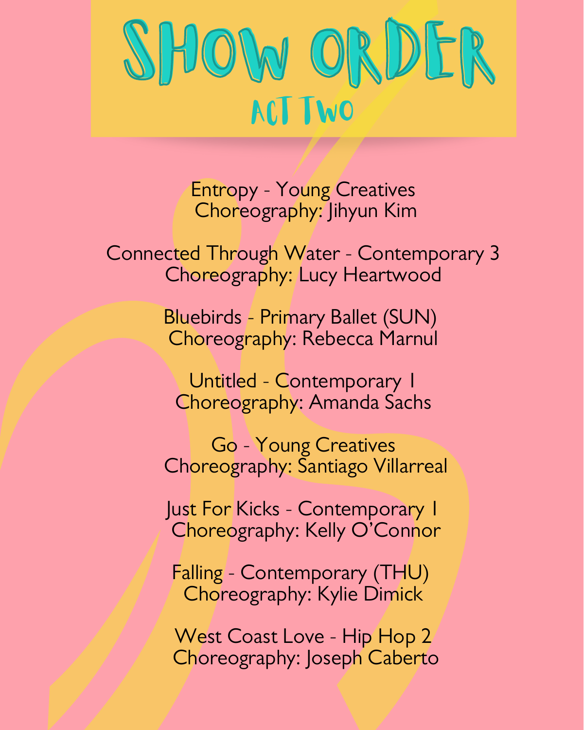# SHOW ORDER

## ACT TWO

Entropy - Young Creatives
Choreography: Jihyun Kim

Connected Through Water - Contemporary 3
Choreography: Lucy Heartwood

Bluebirds - Primary Ballet (SUN)
Choreography: Rebecca Marnul

Untitled - Contemporary 1
Choreography: Amanda Sachs

Go - Young Creatives
Choreography: Santiago Villarreal

Just For Kicks - Contemporary 1
Choreography: Kelly O'Connor

Falling - Contemporary (THU)
Choreography: Kylie Dimick

West Coast Love - Hip Hop 2
Choreography: Joseph Caberto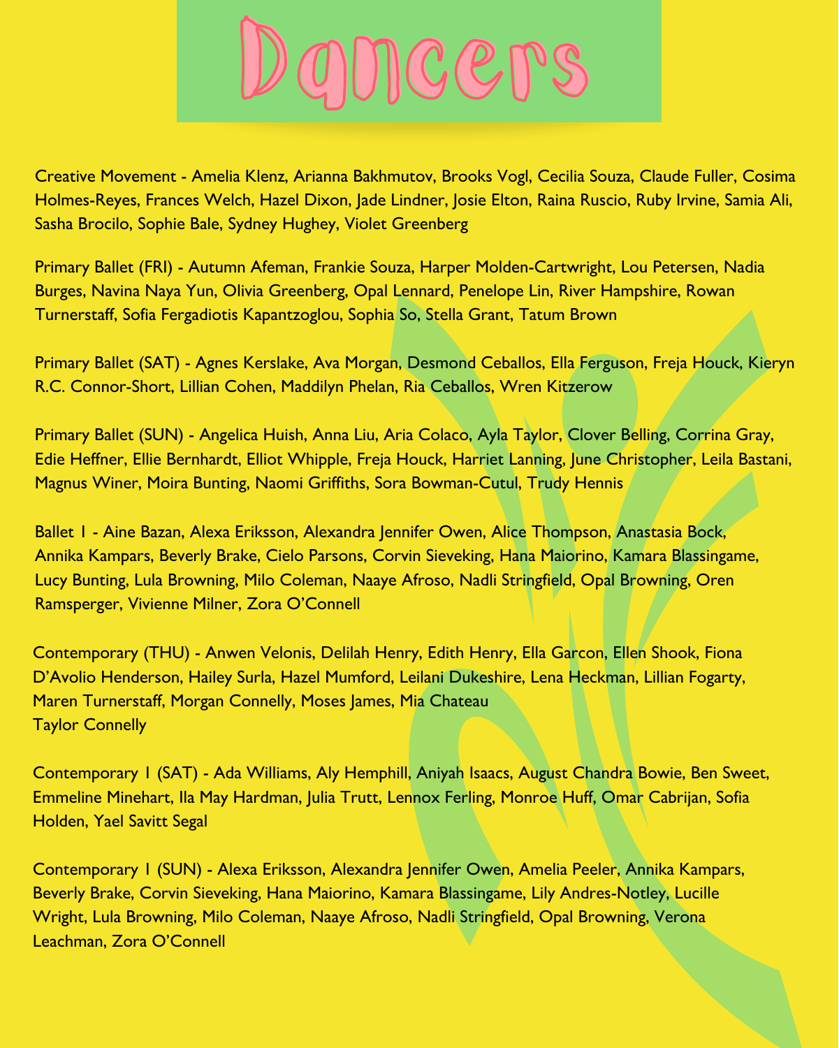# Dancers

Creative Movement - Amelia Klenz, Arianna Bakhmutov, Brooks Vogl, Cecilia Souza, Claude Fuller, Cosima Holmes-Reyes, Frances Welch, Hazel Dixon, Jade Lindner, Josie Elton, Raina Ruscio, Ruby Irvine, Samia Ali, Sasha Brocilo, Sophie Bale, Sydney Hughey, Violet Greenberg

Primary Ballet (FRI) - Autumn Afeman, Frankie Souza, Harper Molden-Cartwright, Lou Petersen, Nadia Burges, Navina Naya Yun, Olivia Greenberg, Opal Lennard, Penelope Lin, River Hampshire, Rowan Turnerstaff, Sofia Fergadiotis Kapantzoglou, Sophia So, Stella Grant, Tatum Brown

Primary Ballet (SAT) - Agnes Kerslake, Ava Morgan, Desmond Ceballos, Ella Ferguson, Freja Houck, Kieryn R.C. Connor-Short, Lillian Cohen, Maddilyn Phelan, Ria Ceballos, Wren Kitzerow

Primary Ballet (SUN) - Angelica Huish, Anna Liu, Aria Colaco, Ayla Taylor, Clover Belling, Corrina Gray, Edie Heffner, Ellie Bernhardt, Elliot Whipple, Freja Houck, Harriet Lanning, June Christopher, Leila Bastani, Magnus Winer, Moira Bunting, Naomi Griffiths, Sora Bowman-Cutul, Trudy Hennis

Ballet 1 - Aine Bazan, Alexa Eriksson, Alexandra Jennifer Owen, Alice Thompson, Anastasia Bock, Annika Kampars, Beverly Brake, Cielo Parsons, Corvin Sieveking, Hana Maiorino, Kamara Blassingame, Lucy Bunting, Lula Browning, Milo Coleman, Naaye Afroso, Nadli Stringfield, Opal Browning, Oren Ramsperger, Vivienne Milner, Zora O'Connell

Contemporary (THU) - Anwen Velonis, Delilah Henry, Edith Henry, Ella Garcon, Ellen Shook, Fiona D'Avolio Henderson, Hailey Surla, Hazel Mumford, Leilani Dukeshire, Lena Heckman, Lillian Fogarty, Maren Turnerstaff, Morgan Connelly, Moses James, Mia Chateau
Taylor Connelly

Contemporary 1 (SAT) - Ada Williams, Aly Hemphill, Aniyah Isaacs, August Chandra Bowie, Ben Sweet, Emmeline Minehart, Ila May Hardman, Julia Trutt, Lennox Ferling, Monroe Huff, Omar Cabrijan, Sofia Holden, Yael Savitt Segal

Contemporary 1 (SUN) - Alexa Eriksson, Alexandra Jennifer Owen, Amelia Peeler, Annika Kampars, Beverly Brake, Corvin Sieveking, Hana Maiorino, Kamara Blassingame, Lily Andres-Notley, Lucille Wright, Lula Browning, Milo Coleman, Naaye Afroso, Nadli Stringfield, Opal Browning, Verona Leachman, Zora O'Connell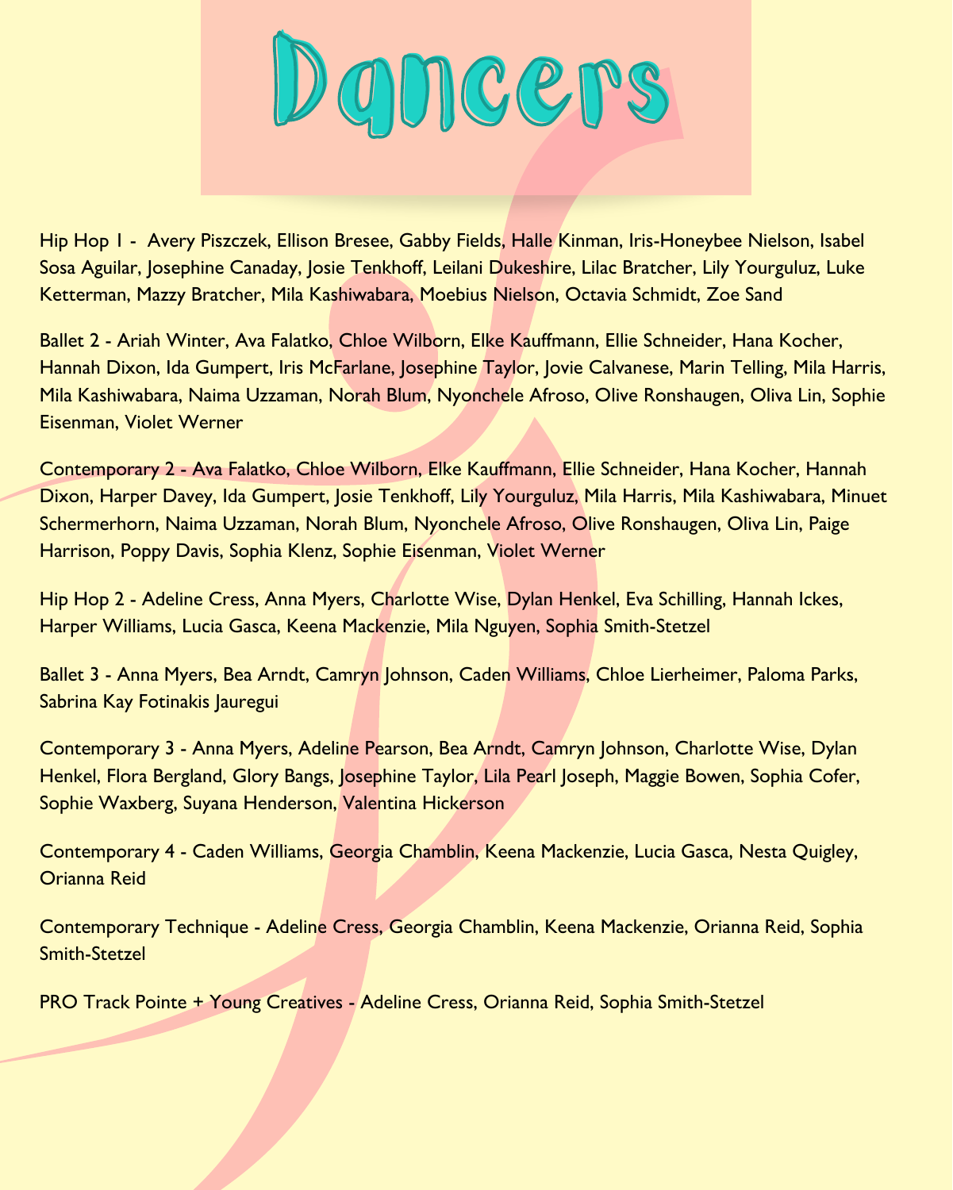# Dancers

Hip Hop 1 - Avery Piszczek, Ellison Bresee, Gabby Fields, Halle Kinman, Iris-Honeybee Nielson, Isabel Sosa Aguilar, Josephine Canaday, Josie Tenkhoff, Leilani Dukeshire, Lilac Bratcher, Lily Yourguluz, Luke Ketterman, Mazzy Bratcher, Mila Kashiwabara, Moebius Nielson, Octavia Schmidt, Zoe Sand

Ballet 2 - Ariah Winter, Ava Falatko, Chloe Wilborn, Elke Kauffmann, Ellie Schneider, Hana Kocher, Hannah Dixon, Ida Gumpert, Iris McFarlane, Josephine Taylor, Jovie Calvanese, Marin Telling, Mila Harris, Mila Kashiwabara, Naima Uzzaman, Norah Blum, Nyonchele Afroso, Olive Ronshaugen, Oliva Lin, Sophie Eisenman, Violet Werner

Contemporary 2 - Ava Falatko, Chloe Wilborn, Elke Kauffmann, Ellie Schneider, Hana Kocher, Hannah Dixon, Harper Davey, Ida Gumpert, Josie Tenkhoff, Lily Yourguluz, Mila Harris, Mila Kashiwabara, Minuet Schermerhorn, Naima Uzzaman, Norah Blum, Nyonchele Afroso, Olive Ronshaugen, Oliva Lin, Paige Harrison, Poppy Davis, Sophia Klenz, Sophie Eisenman, Violet Werner

Hip Hop 2 - Adeline Cress, Anna Myers, Charlotte Wise, Dylan Henkel, Eva Schilling, Hannah Ickes, Harper Williams, Lucia Gasca, Keena Mackenzie, Mila Nguyen, Sophia Smith-Stetzel

Ballet 3 - Anna Myers, Bea Arndt, Camryn Johnson, Caden Williams, Chloe Lierheimer, Paloma Parks, Sabrina Kay Fotinakis Jauregui

Contemporary 3 - Anna Myers, Adeline Pearson, Bea Arndt, Camryn Johnson, Charlotte Wise, Dylan Henkel, Flora Bergland, Glory Bangs, Josephine Taylor, Lila Pearl Joseph, Maggie Bowen, Sophia Cofer, Sophie Waxberg, Suyana Henderson, Valentina Hickerson

Contemporary 4 - Caden Williams, Georgia Chamblin, Keena Mackenzie, Lucia Gasca, Nesta Quigley, Orianna Reid

Contemporary Technique - Adeline Cress, Georgia Chamblin, Keena Mackenzie, Orianna Reid, Sophia Smith-Stetzel

PRO Track Pointe + Young Creatives - Adeline Cress, Orianna Reid, Sophia Smith-Stetzel